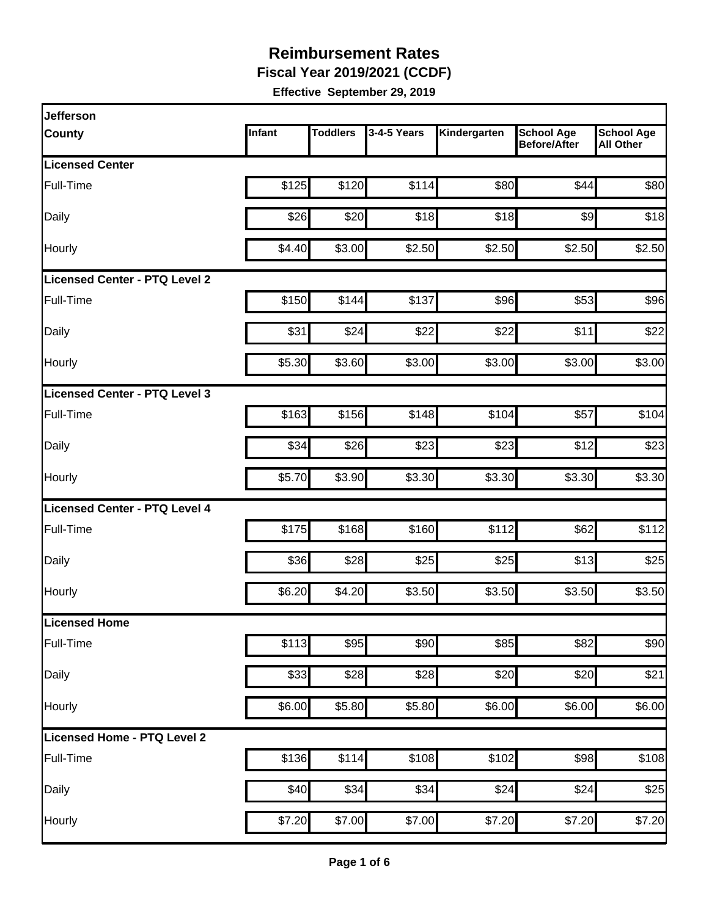# Reimbursement Rates

## Fiscal Year 2019/2021 (CCDF)

**Effective September 29, 2019**

| Jefferson County | Infant | Toddlers | 3-4-5 Years | Kindergarten | School Age Before/After | School Age All Other |
|---|---|---|---|---|---|---|
| **Licensed Center** | | | | | | |
| Full-Time | $125 | $120 | $114 | $80 | $44 | $80 |
| Daily | $26 | $20 | $18 | $18 | $9 | $18 |
| Hourly | $4.40 | $3.00 | $2.50 | $2.50 | $2.50 | $2.50 |
| **Licensed Center - PTQ Level 2** | | | | | | |
| Full-Time | $150 | $144 | $137 | $96 | $53 | $96 |
| Daily | $31 | $24 | $22 | $22 | $11 | $22 |
| Hourly | $5.30 | $3.60 | $3.00 | $3.00 | $3.00 | $3.00 |
| **Licensed Center - PTQ Level 3** | | | | | | |
| Full-Time | $163 | $156 | $148 | $104 | $57 | $104 |
| Daily | $34 | $26 | $23 | $23 | $12 | $23 |
| Hourly | $5.70 | $3.90 | $3.30 | $3.30 | $3.30 | $3.30 |
| **Licensed Center - PTQ Level 4** | | | | | | |
| Full-Time | $175 | $168 | $160 | $112 | $62 | $112 |
| Daily | $36 | $28 | $25 | $25 | $13 | $25 |
| Hourly | $6.20 | $4.20 | $3.50 | $3.50 | $3.50 | $3.50 |
| **Licensed Home** | | | | | | |
| Full-Time | $113 | $95 | $90 | $85 | $82 | $90 |
| Daily | $33 | $28 | $28 | $20 | $20 | $21 |
| Hourly | $6.00 | $5.80 | $5.80 | $6.00 | $6.00 | $6.00 |
| **Licensed Home - PTQ Level 2** | | | | | | |
| Full-Time | $136 | $114 | $108 | $102 | $98 | $108 |
| Daily | $40 | $34 | $34 | $24 | $24 | $25 |
| Hourly | $7.20 | $7.00 | $7.00 | $7.20 | $7.20 | $7.20 |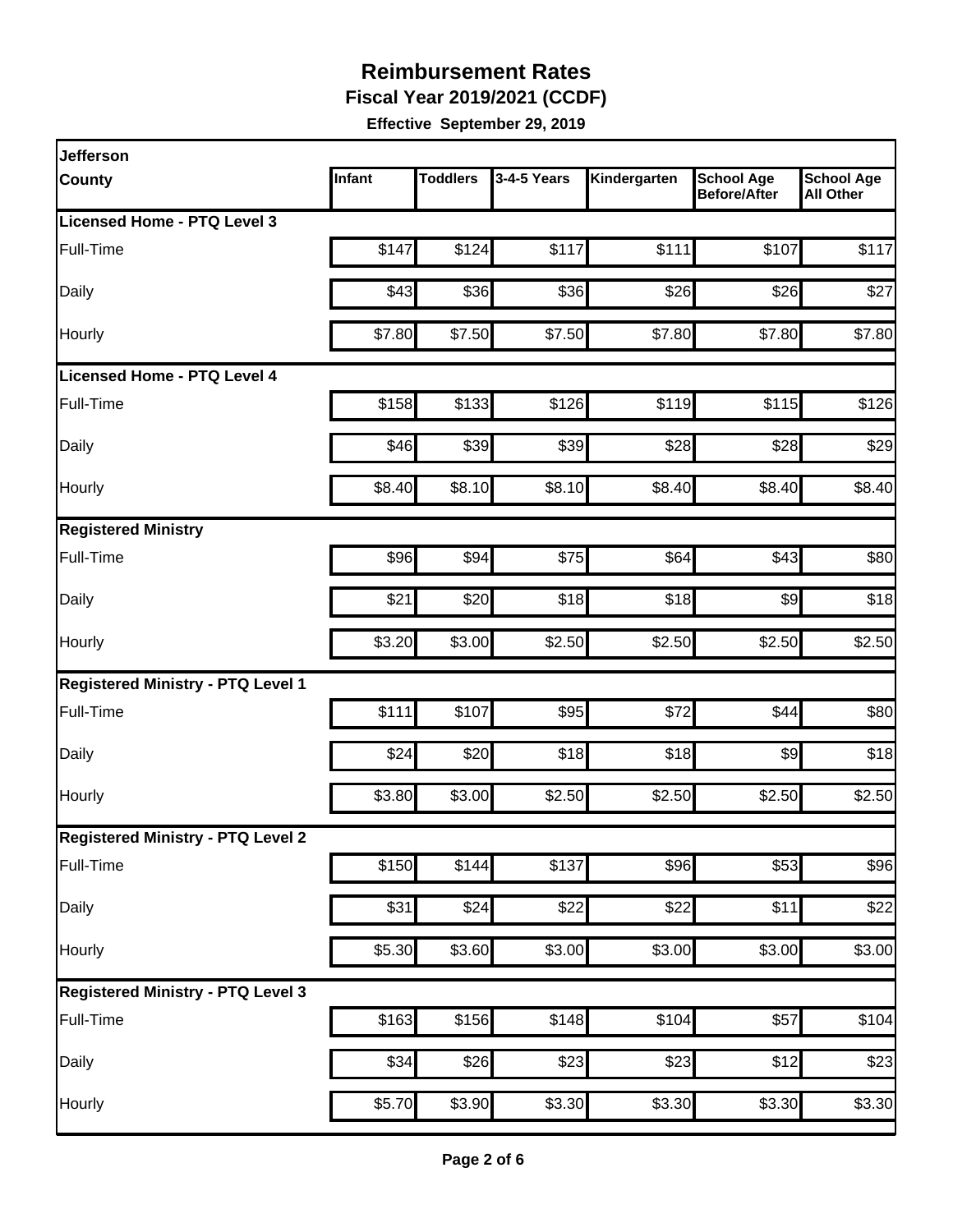# Reimbursement Rates

**Fiscal Year 2019/2021 (CCDF)**

**Effective September 29, 2019**

| Jefferson County | Infant | Toddlers | 3-4-5 Years | Kindergarten | School Age Before/After | School Age All Other |
|---|---|---|---|---|---|---|
| **Licensed Home - PTQ Level 3** | | | | | | |
| Full-Time | $147 | $124 | $117 | $111 | $107 | $117 |
| Daily | $43 | $36 | $36 | $26 | $26 | $27 |
| Hourly | $7.80 | $7.50 | $7.50 | $7.80 | $7.80 | $7.80 |
| **Licensed Home - PTQ Level 4** | | | | | | |
| Full-Time | $158 | $133 | $126 | $119 | $115 | $126 |
| Daily | $46 | $39 | $39 | $28 | $28 | $29 |
| Hourly | $8.40 | $8.10 | $8.10 | $8.40 | $8.40 | $8.40 |
| **Registered Ministry** | | | | | | |
| Full-Time | $96 | $94 | $75 | $64 | $43 | $80 |
| Daily | $21 | $20 | $18 | $18 | $9 | $18 |
| Hourly | $3.20 | $3.00 | $2.50 | $2.50 | $2.50 | $2.50 |
| **Registered Ministry - PTQ Level 1** | | | | | | |
| Full-Time | $111 | $107 | $95 | $72 | $44 | $80 |
| Daily | $24 | $20 | $18 | $18 | $9 | $18 |
| Hourly | $3.80 | $3.00 | $2.50 | $2.50 | $2.50 | $2.50 |
| **Registered Ministry - PTQ Level 2** | | | | | | |
| Full-Time | $150 | $144 | $137 | $96 | $53 | $96 |
| Daily | $31 | $24 | $22 | $22 | $11 | $22 |
| Hourly | $5.30 | $3.60 | $3.00 | $3.00 | $3.00 | $3.00 |
| **Registered Ministry - PTQ Level 3** | | | | | | |
| Full-Time | $163 | $156 | $148 | $104 | $57 | $104 |
| Daily | $34 | $26 | $23 | $23 | $12 | $23 |
| Hourly | $5.70 | $3.90 | $3.30 | $3.30 | $3.30 | $3.30 |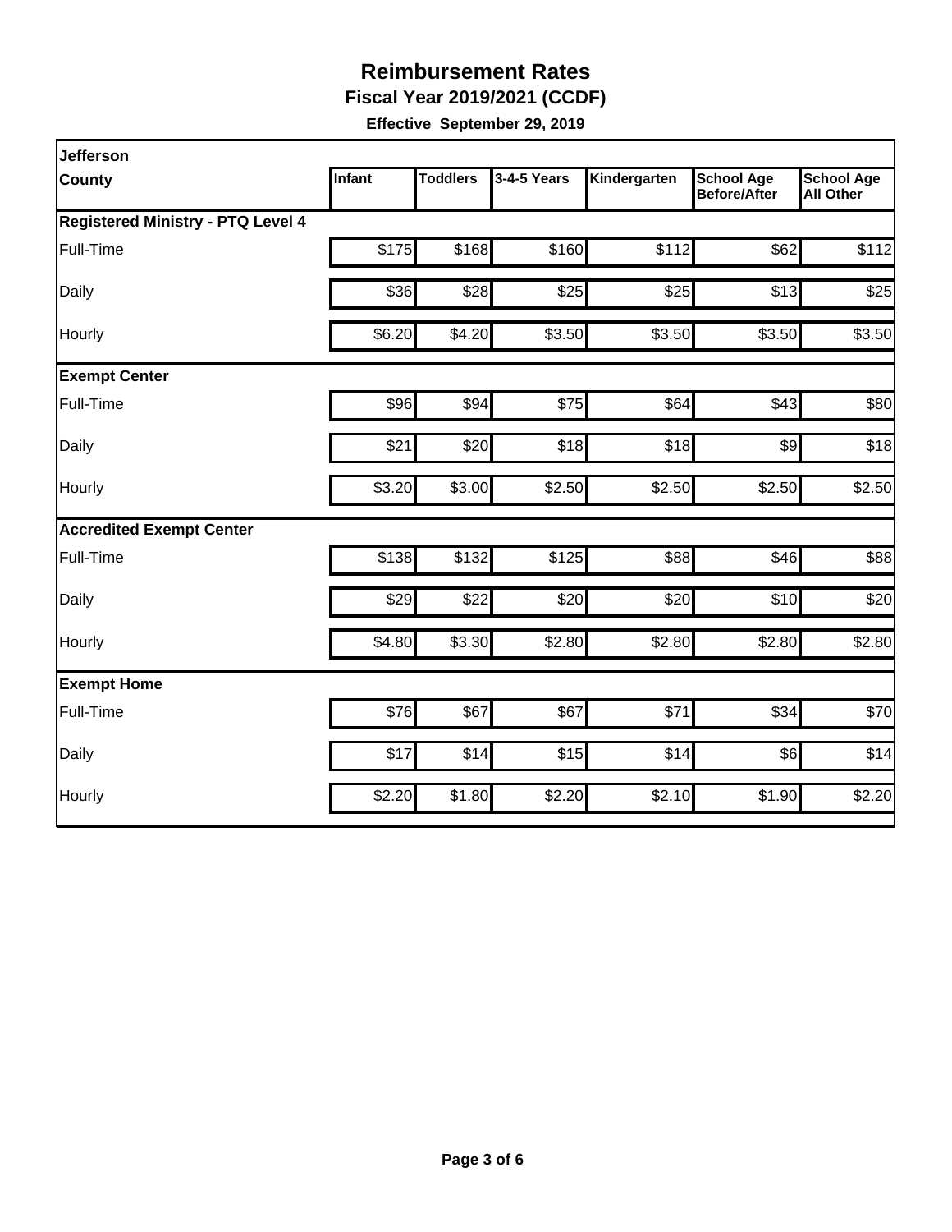# Reimbursement Rates

**Fiscal Year 2019/2021 (CCDF)**

**Effective September 29, 2019**

| Jefferson County | Infant | Toddlers | 3-4-5 Years | Kindergarten | School Age Before/After | School Age All Other |
|---|---|---|---|---|---|---|
| **Registered Ministry - PTQ Level 4** | | | | | | |
| Full-Time | $175 | $168 | $160 | $112 | $62 | $112 |
| Daily | $36 | $28 | $25 | $25 | $13 | $25 |
| Hourly | $6.20 | $4.20 | $3.50 | $3.50 | $3.50 | $3.50 |
| **Exempt Center** | | | | | | |
| Full-Time | $96 | $94 | $75 | $64 | $43 | $80 |
| Daily | $21 | $20 | $18 | $18 | $9 | $18 |
| Hourly | $3.20 | $3.00 | $2.50 | $2.50 | $2.50 | $2.50 |
| **Accredited Exempt Center** | | | | | | |
| Full-Time | $138 | $132 | $125 | $88 | $46 | $88 |
| Daily | $29 | $22 | $20 | $20 | $10 | $20 |
| Hourly | $4.80 | $3.30 | $2.80 | $2.80 | $2.80 | $2.80 |
| **Exempt Home** | | | | | | |
| Full-Time | $76 | $67 | $67 | $71 | $34 | $70 |
| Daily | $17 | $14 | $15 | $14 | $6 | $14 |
| Hourly | $2.20 | $1.80 | $2.20 | $2.10 | $1.90 | $2.20 |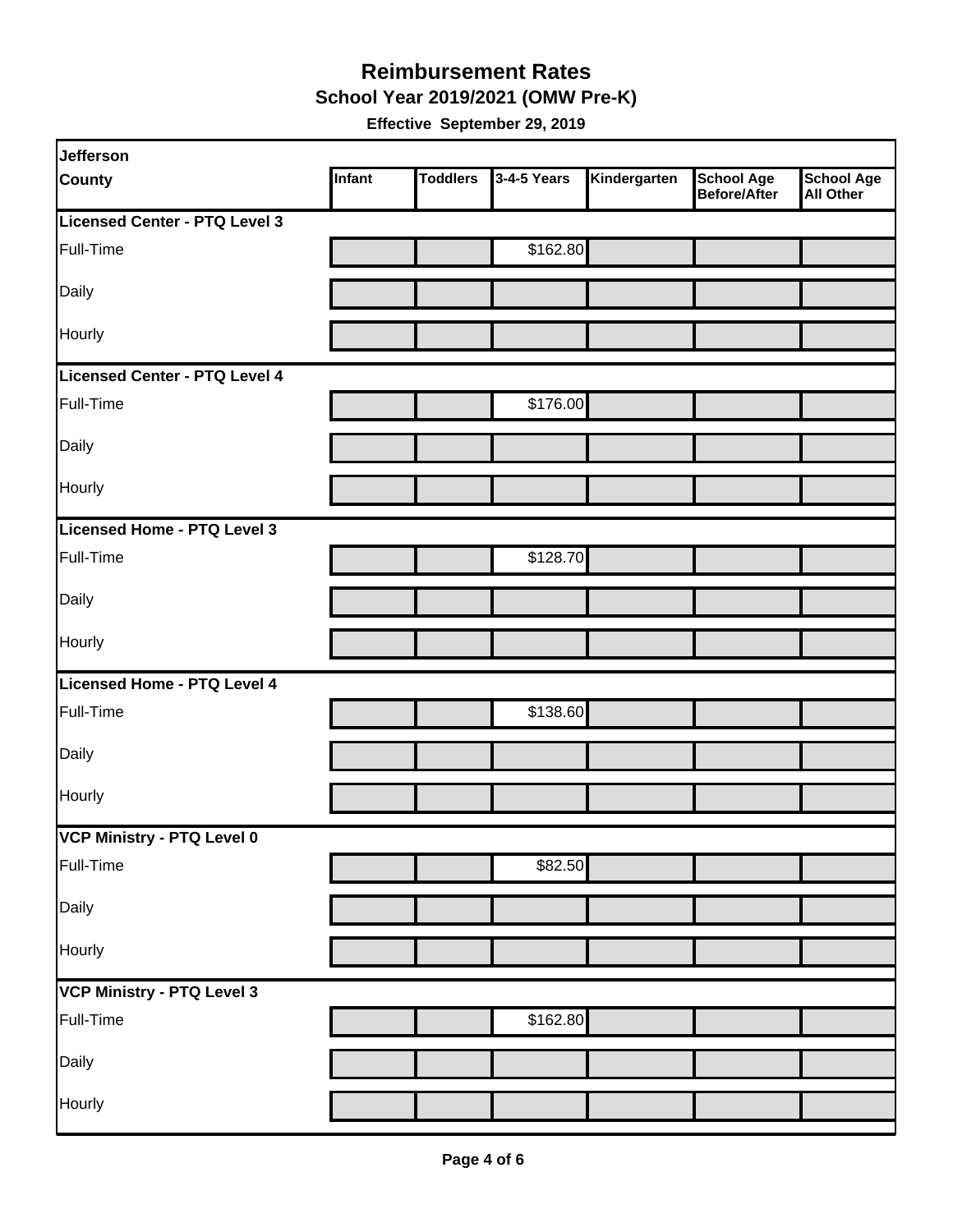# Reimbursement Rates

## School Year 2019/2021 (OMW Pre-K)

**Effective September 29, 2019**

| Jefferson County | Infant | Toddlers | 3-4-5 Years | Kindergarten | School Age Before/After | School Age All Other |
|---|---|---|---|---|---|---|
| **Licensed Center - PTQ Level 3** | | | | | | |
| Full-Time | | | $162.80 | | | |
| Daily | | | | | | |
| Hourly | | | | | | |
| **Licensed Center - PTQ Level 4** | | | | | | |
| Full-Time | | | $176.00 | | | |
| Daily | | | | | | |
| Hourly | | | | | | |
| **Licensed Home - PTQ Level 3** | | | | | | |
| Full-Time | | | $128.70 | | | |
| Daily | | | | | | |
| Hourly | | | | | | |
| **Licensed Home - PTQ Level 4** | | | | | | |
| Full-Time | | | $138.60 | | | |
| Daily | | | | | | |
| Hourly | | | | | | |
| **VCP Ministry - PTQ Level 0** | | | | | | |
| Full-Time | | | $82.50 | | | |
| Daily | | | | | | |
| Hourly | | | | | | |
| **VCP Ministry - PTQ Level 3** | | | | | | |
| Full-Time | | | $162.80 | | | |
| Daily | | | | | | |
| Hourly | | | | | | |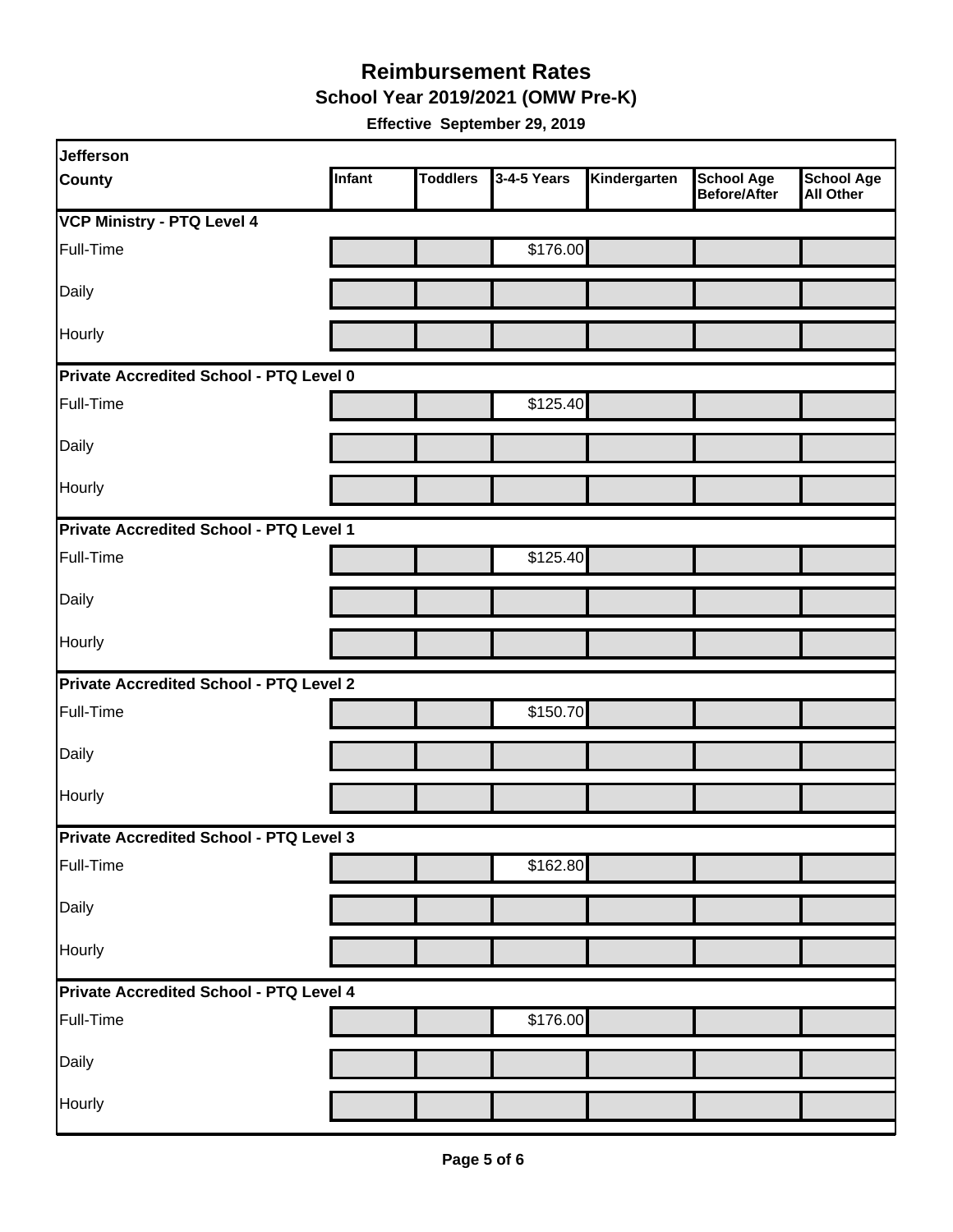# Reimbursement Rates

## School Year 2019/2021 (OMW Pre-K)

**Effective September 29, 2019**

| Jefferson County | Infant | Toddlers | 3-4-5 Years | Kindergarten | School Age Before/After | School Age All Other |
|---|---|---|---|---|---|---|
| **VCP Ministry - PTQ Level 4** | | | | | | |
| Full-Time | | | $176.00 | | | |
| Daily | | | | | | |
| Hourly | | | | | | |
| **Private Accredited School - PTQ Level 0** | | | | | | |
| Full-Time | | | $125.40 | | | |
| Daily | | | | | | |
| Hourly | | | | | | |
| **Private Accredited School - PTQ Level 1** | | | | | | |
| Full-Time | | | $125.40 | | | |
| Daily | | | | | | |
| Hourly | | | | | | |
| **Private Accredited School - PTQ Level 2** | | | | | | |
| Full-Time | | | $150.70 | | | |
| Daily | | | | | | |
| Hourly | | | | | | |
| **Private Accredited School - PTQ Level 3** | | | | | | |
| Full-Time | | | $162.80 | | | |
| Daily | | | | | | |
| Hourly | | | | | | |
| **Private Accredited School - PTQ Level 4** | | | | | | |
| Full-Time | | | $176.00 | | | |
| Daily | | | | | | |
| Hourly | | | | | | |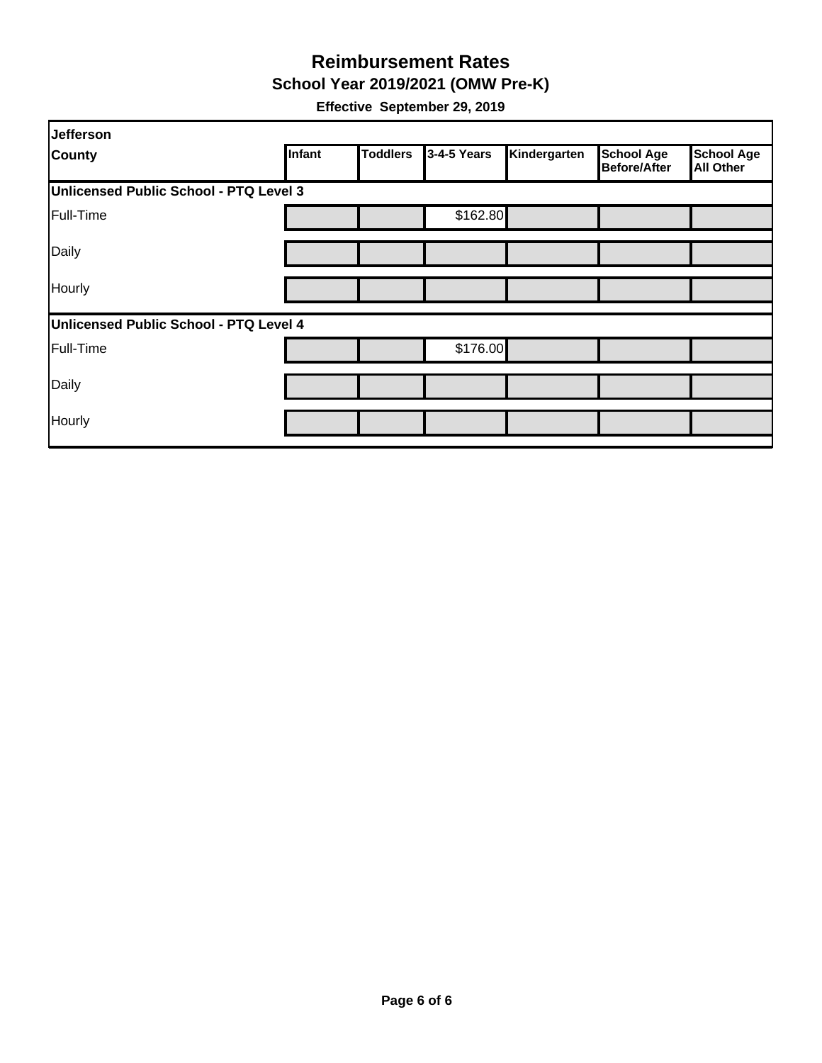# Reimbursement Rates

## School Year 2019/2021 (OMW Pre-K)

**Effective September 29, 2019**

| Jefferson County | Infant | Toddlers | 3-4-5 Years | Kindergarten | School Age Before/After | School Age All Other |
|---|---|---|---|---|---|---|
| **Unlicensed Public School - PTQ Level 3** | | | | | | |
| Full-Time | | | $162.80 | | | |
| Daily | | | | | | |
| Hourly | | | | | | |
| **Unlicensed Public School - PTQ Level 4** | | | | | | |
| Full-Time | | | $176.00 | | | |
| Daily | | | | | | |
| Hourly | | | | | | |